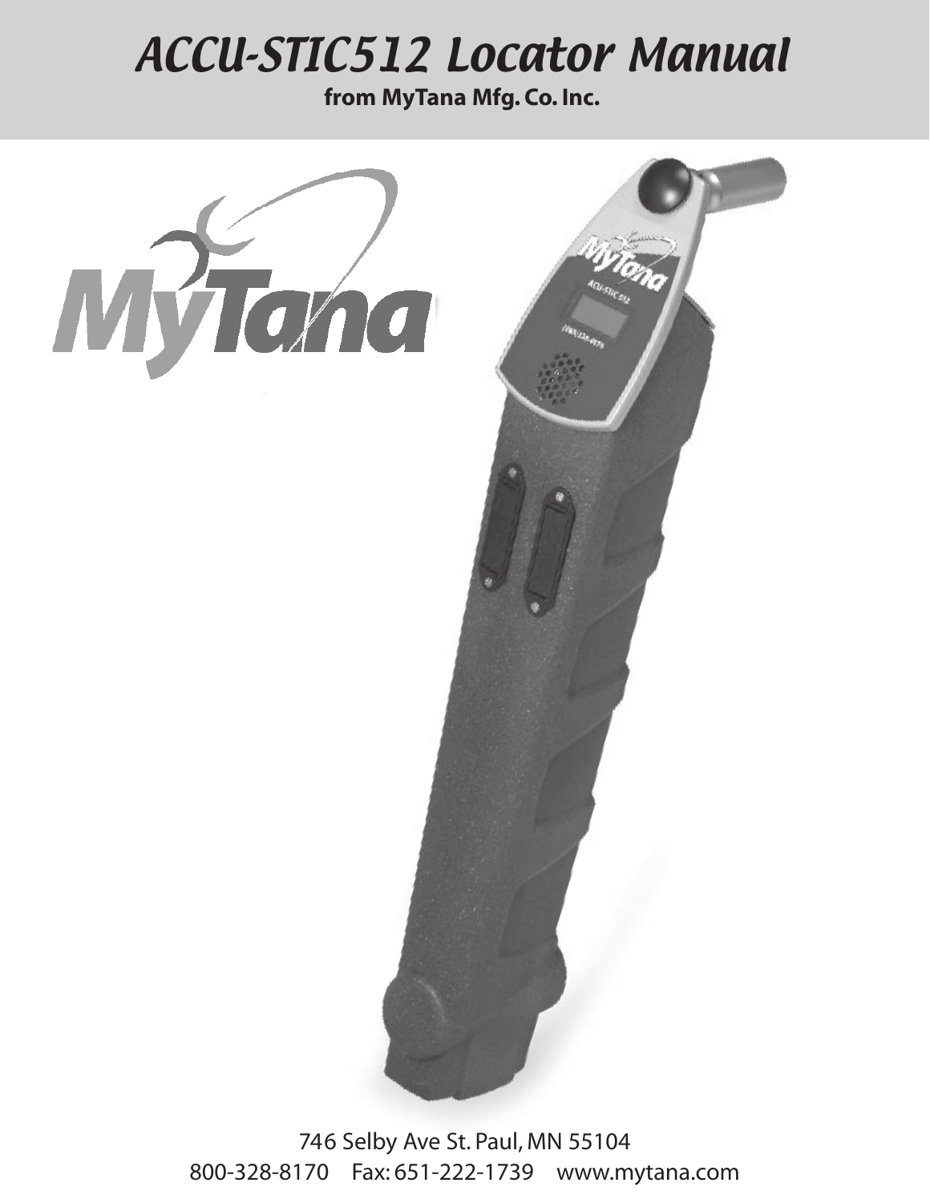# ACCU-STIC512 Locator Manual

**from MyTana Mfg. Co. Inc.**

746 Selby Ave St. Paul, MN 55104

800-328-8170    Fax: 651-222-1739    www.mytana.com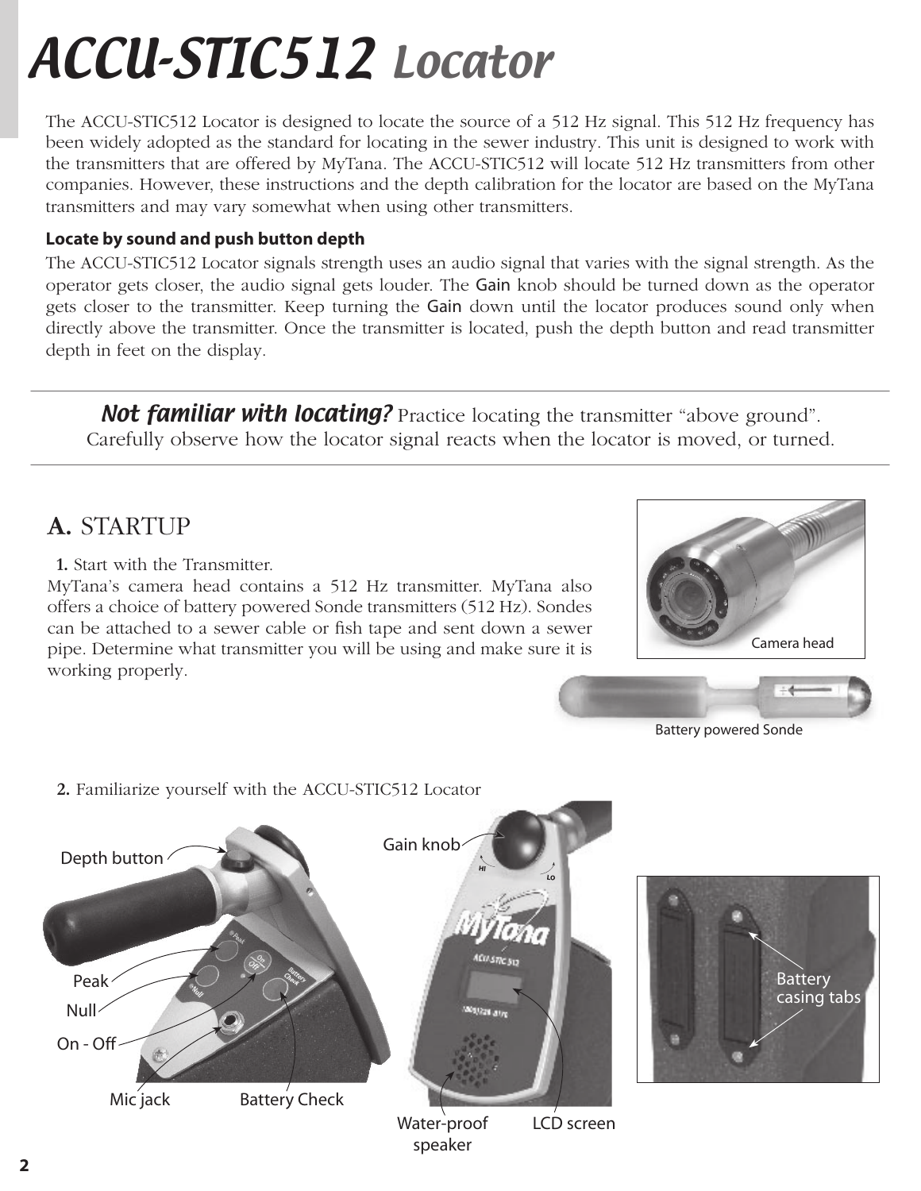# ACCU-STIC512 Locator

The ACCU-STIC512 Locator is designed to locate the source of a 512 Hz signal. This 512 Hz frequency has been widely adopted as the standard for locating in the sewer industry. This unit is designed to work with the transmitters that are offered by MyTana. The ACCU-STIC512 will locate 512 Hz transmitters from other companies. However, these instructions and the depth calibration for the locator are based on the MyTana transmitters and may vary somewhat when using other transmitters.

**Locate by sound and push button depth**

The ACCU-STIC512 Locator signals strength uses an audio signal that varies with the signal strength. As the operator gets closer, the audio signal gets louder. The Gain knob should be turned down as the operator gets closer to the transmitter. Keep turning the Gain down until the locator produces sound only when directly above the transmitter. Once the transmitter is located, push the depth button and read transmitter depth in feet on the display.

***Not familiar with locating?*** Practice locating the transmitter "above ground". Carefully observe how the locator signal reacts when the locator is moved, or turned.

## A. STARTUP

**1.** Start with the Transmitter.

MyTana's camera head contains a 512 Hz transmitter. MyTana also offers a choice of battery powered Sonde transmitters (512 Hz). Sondes can be attached to a sewer cable or fish tape and sent down a sewer pipe. Determine what transmitter you will be using and make sure it is working properly.

Camera head

Battery powered Sonde

**2.** Familiarize yourself with the ACCU-STIC512 Locator

Depth button

Peak

Null

On - Off

Mic jack

Battery Check

Gain knob

Water-proof speaker

LCD screen

Battery casing tabs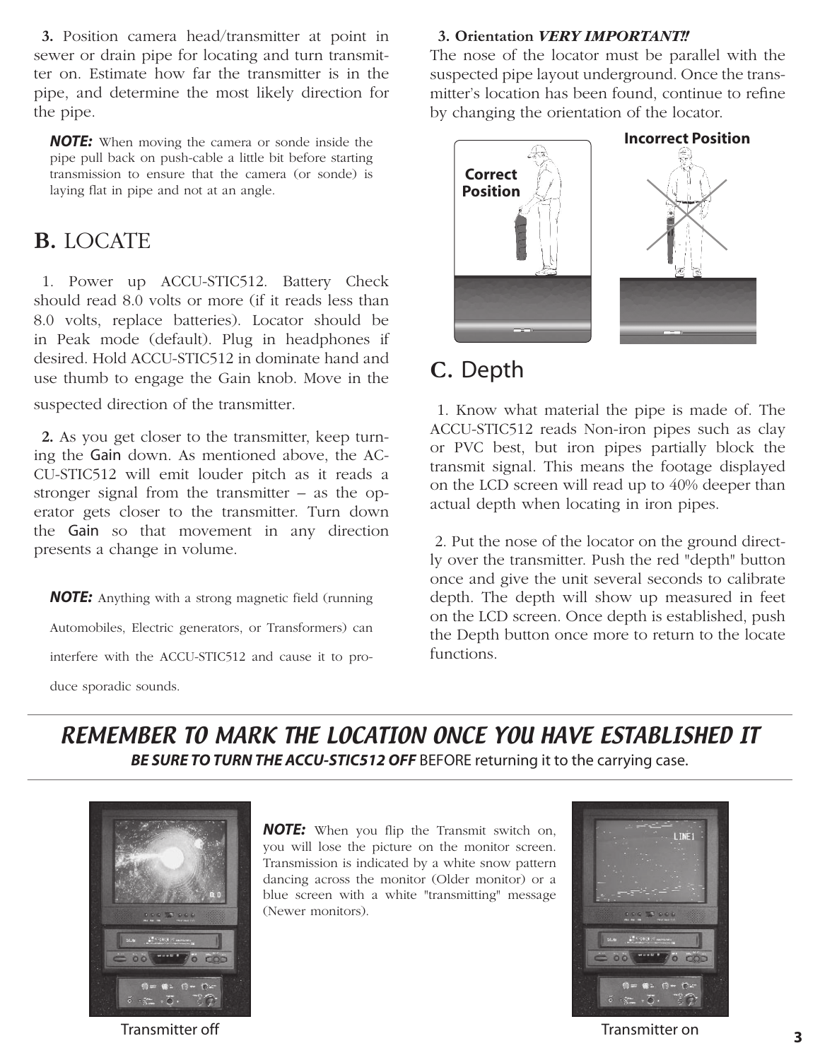**3.** Position camera head/transmitter at point in sewer or drain pipe for locating and turn transmitter on. Estimate how far the transmitter is in the pipe, and determine the most likely direction for the pipe.

***NOTE:*** When moving the camera or sonde inside the pipe pull back on push-cable a little bit before starting transmission to ensure that the camera (or sonde) is laying flat in pipe and not at an angle.

## B. LOCATE

1. Power up ACCU-STIC512. Battery Check should read 8.0 volts or more (if it reads less than 8.0 volts, replace batteries). Locator should be in Peak mode (default). Plug in headphones if desired. Hold ACCU-STIC512 in dominate hand and use thumb to engage the Gain knob. Move in the suspected direction of the transmitter.

**2.** As you get closer to the transmitter, keep turning the Gain down. As mentioned above, the ACCU-STIC512 will emit louder pitch as it reads a stronger signal from the transmitter – as the operator gets closer to the transmitter. Turn down the Gain so that movement in any direction presents a change in volume.

***NOTE:*** Anything with a strong magnetic field (running Automobiles, Electric generators, or Transformers) can interfere with the ACCU-STIC512 and cause it to produce sporadic sounds.

**3. Orientation *VERY IMPORTANT!!***
The nose of the locator must be parallel with the suspected pipe layout underground. Once the transmitter's location has been found, continue to refine by changing the orientation of the locator.

Correct Position

Incorrect Position

## C. Depth

1. Know what material the pipe is made of. The ACCU-STIC512 reads Non-iron pipes such as clay or PVC best, but iron pipes partially block the transmit signal. This means the footage displayed on the LCD screen will read up to 40% deeper than actual depth when locating in iron pipes.

2. Put the nose of the locator on the ground directly over the transmitter. Push the red "depth" button once and give the unit several seconds to calibrate depth. The depth will show up measured in feet on the LCD screen. Once depth is established, push the Depth button once more to return to the locate functions.

## *REMEMBER TO MARK THE LOCATION ONCE YOU HAVE ESTABLISHED IT*

***BE SURE TO TURN THE ACCU-STIC512 OFF*** BEFORE returning it to the carrying case.

***NOTE:*** When you flip the Transmit switch on, you will lose the picture on the monitor screen. Transmission is indicated by a white snow pattern dancing across the monitor (Older monitor) or a blue screen with a white "transmitting" message (Newer monitors).

Transmitter off

Transmitter on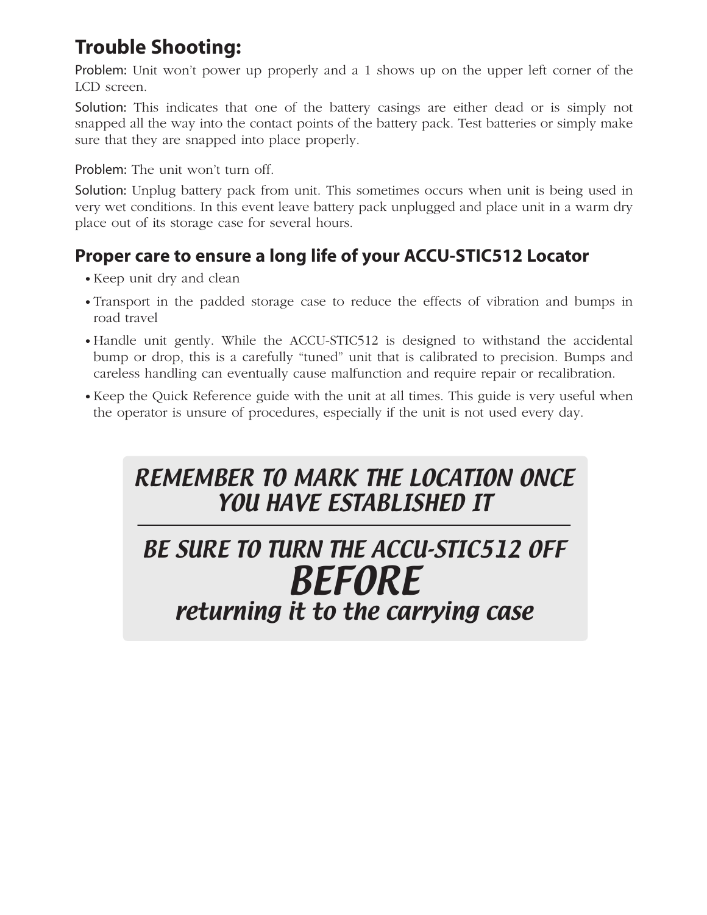## Trouble Shooting:

Problem: Unit won't power up properly and a 1 shows up on the upper left corner of the LCD screen.

Solution: This indicates that one of the battery casings are either dead or is simply not snapped all the way into the contact points of the battery pack. Test batteries or simply make sure that they are snapped into place properly.

Problem: The unit won't turn off.

Solution: Unplug battery pack from unit. This sometimes occurs when unit is being used in very wet conditions. In this event leave battery pack unplugged and place unit in a warm dry place out of its storage case for several hours.

## Proper care to ensure a long life of your ACCU-STIC512 Locator

- Keep unit dry and clean
- Transport in the padded storage case to reduce the effects of vibration and bumps in road travel
- Handle unit gently. While the ACCU-STIC512 is designed to withstand the accidental bump or drop, this is a carefully "tuned" unit that is calibrated to precision. Bumps and careless handling can eventually cause malfunction and require repair or recalibration.
- Keep the Quick Reference guide with the unit at all times. This guide is very useful when the operator is unsure of procedures, especially if the unit is not used every day.

***REMEMBER TO MARK THE LOCATION ONCE YOU HAVE ESTABLISHED IT***

---

***BE SURE TO TURN THE ACCU-STIC512 OFF***
***BEFORE***
***returning it to the carrying case***